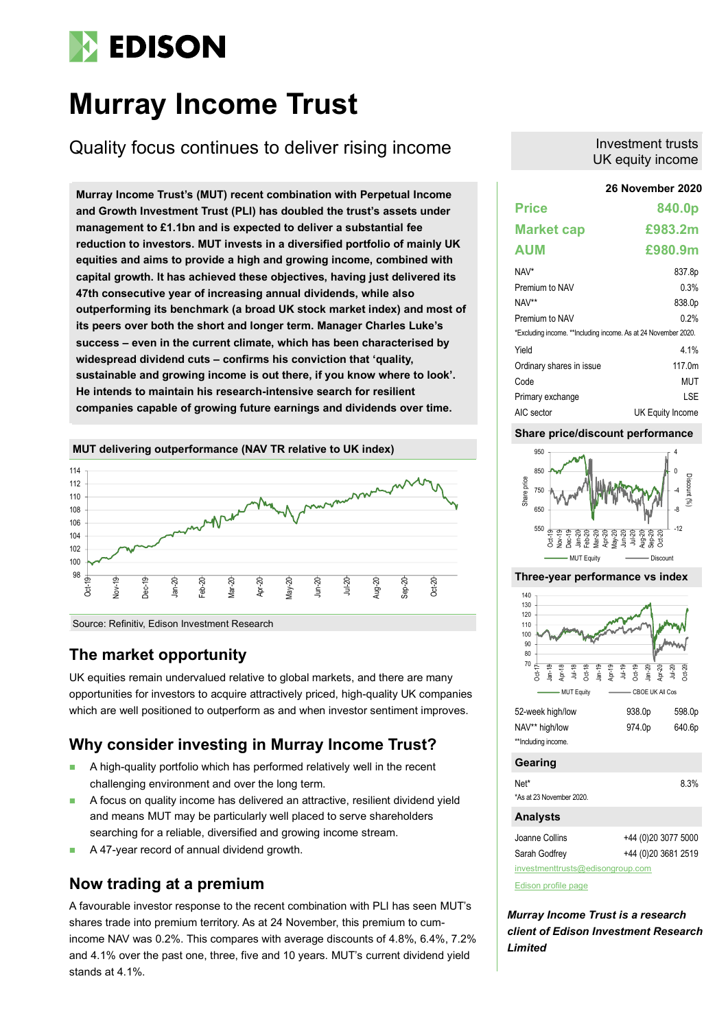# Murray Income Trust

## Quality focus continues to deliver rising income

Investment trusts
UK equity income

**Murray Income Trust's (MUT) recent combination with Perpetual Income and Growth Investment Trust (PLI) has doubled the trust's assets under management to £1.1bn and is expected to deliver a substantial fee reduction to investors. MUT invests in a diversified portfolio of mainly UK equities and aims to provide a high and growing income, combined with capital growth. It has achieved these objectives, having just delivered its 47th consecutive year of increasing annual dividends, while also outperforming its benchmark (a broad UK stock market index) and most of its peers over both the short and longer term. Manager Charles Luke's success – even in the current climate, which has been characterised by widespread dividend cuts – confirms his conviction that 'quality, sustainable and growing income is out there, if you know where to look'. He intends to maintain his research-intensive search for resilient companies capable of growing future earnings and dividends over time.**

**MUT delivering outperformance (NAV TR relative to UK index)**

Source: Refinitiv, Edison Investment Research

## The market opportunity

UK equities remain undervalued relative to global markets, and there are many opportunities for investors to acquire attractively priced, high-quality UK companies which are well positioned to outperform as and when investor sentiment improves.

## Why consider investing in Murray Income Trust?

- A high-quality portfolio which has performed relatively well in the recent challenging environment and over the long term.
- A focus on quality income has delivered an attractive, resilient dividend yield and means MUT may be particularly well placed to serve shareholders searching for a reliable, diversified and growing income stream.
- A 47-year record of annual dividend growth.

## Now trading at a premium

A favourable investor response to the recent combination with PLI has seen MUT's shares trade into premium territory. As at 24 November, this premium to cum-income NAV was 0.2%. This compares with average discounts of 4.8%, 6.4%, 7.2% and 4.1% over the past one, three, five and 10 years. MUT's current dividend yield stands at 4.1%.

**26 November 2020**

| | |
|---|---|
| **Price** | **840.0p** |
| **Market cap** | **£983.2m** |
| **AUM** | **£980.9m** |
| NAV* | 837.8p |
| Premium to NAV | 0.3% |
| NAV** | 838.0p |
| Premium to NAV | 0.2% |

*Excluding income. **Including income. As at 24 November 2020.

| | |
|---|---|
| Yield | 4.1% |
| Ordinary shares in issue | 117.0m |
| Code | MUT |
| Primary exchange | LSE |
| AIC sector | UK Equity Income |

**Share price/discount performance**

**Three-year performance vs index**

| | | |
|---|---|---|
| 52-week high/low | 938.0p | 598.0p |
| NAV** high/low | 974.0p | 640.6p |

**Including income.

**Gearing**

| | |
|---|---|
| Net* | 8.3% |

*As at 23 November 2020.

**Analysts**

| | |
|---|---|
| Joanne Collins | +44 (0)20 3077 5000 |
| Sarah Godfrey | +44 (0)20 3681 2519 |

investmenttrusts@edisongroup.com

Edison profile page

***Murray Income Trust is a research client of Edison Investment Research Limited***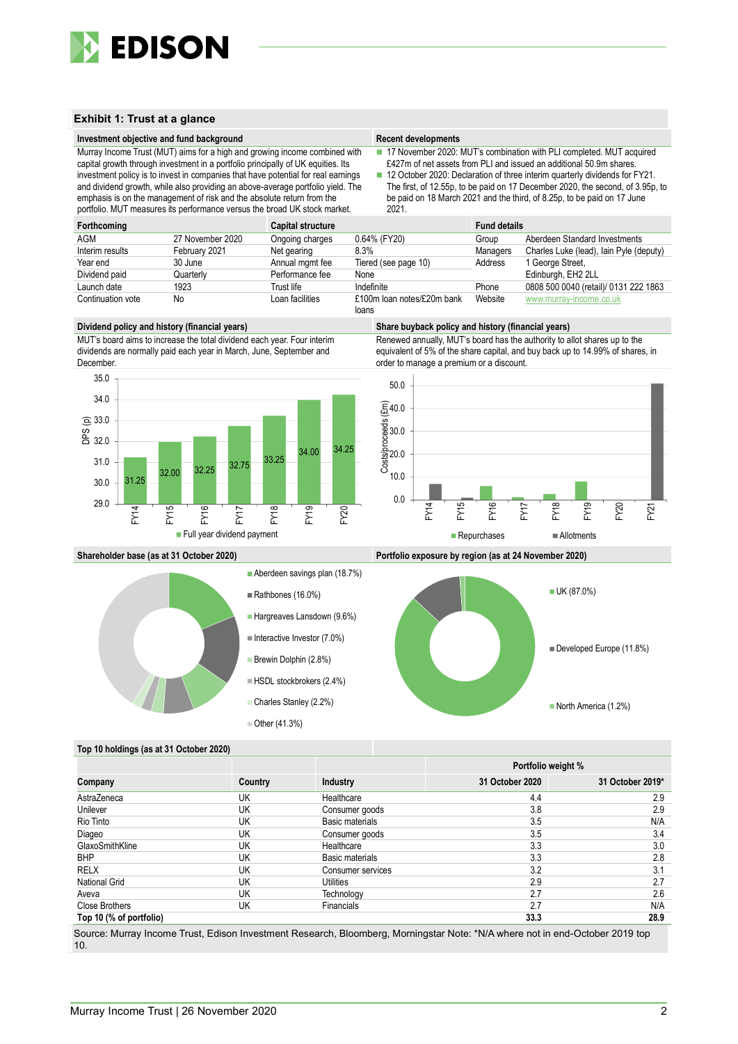## Exhibit 1: Trust at a glance

### Investment objective and fund background

Murray Income Trust (MUT) aims for a high and growing income combined with capital growth through investment in a portfolio principally of UK equities. Its investment policy is to invest in companies that have potential for real earnings and dividend growth, while also providing an above-average portfolio yield. The emphasis is on the management of risk and the absolute return from the portfolio. MUT measures its performance versus the broad UK stock market.

### Recent developments

- 17 November 2020: MUT's combination with PLI completed. MUT acquired £427m of net assets from PLI and issued an additional 50.9m shares.
- 12 October 2020: Declaration of three interim quarterly dividends for FY21. The first, of 12.55p, to be paid on 17 December 2020, the second, of 3.95p, to be paid on 18 March 2021 and the third, of 8.25p, to be paid on 17 June 2021.

| Forthcoming | | Capital structure | | Fund details | |
|---|---|---|---|---|---|
| AGM | 27 November 2020 | Ongoing charges | 0.64% (FY20) | Group | Aberdeen Standard Investments |
| Interim results | February 2021 | Net gearing | 8.3% | Managers | Charles Luke (lead), Iain Pyle (deputy) |
| Year end | 30 June | Annual mgmt fee | Tiered (see page 10) | Address | 1 George Street, |
| Dividend paid | Quarterly | Performance fee | None | | Edinburgh, EH2 2LL |
| Launch date | 1923 | Trust life | Indefinite | Phone | 0808 500 0040 (retail)/ 0131 222 1863 |
| Continuation vote | No | Loan facilities | £100m loan notes/£20m bank loans | Website | www.murray-income.co.uk |

### Dividend policy and history (financial years)

MUT's board aims to increase the total dividend each year. Four interim dividends are normally paid each year in March, June, September and December.

| | FY14 | FY15 | FY16 | FY17 | FY18 | FY19 | FY20 |
|---|---|---|---|---|---|---|---|
| Full year dividend payment DPS (p) | 31.25 | 32.00 | 32.25 | 32.75 | 33.25 | 34.00 | 34.25 |

### Share buyback policy and history (financial years)

Renewed annually, MUT's board has the authority to allot shares up to the equivalent of 5% of the share capital, and buy back up to 14.99% of shares, in order to manage a premium or a discount.

### Shareholder base (as at 31 October 2020)

- Aberdeen savings plan (18.7%)
- Rathbones (16.0%)
- Hargreaves Lansdown (9.6%)
- Interactive Investor (7.0%)
- Brewin Dolphin (2.8%)
- HSDL stockbrokers (2.4%)
- Charles Stanley (2.2%)
- Other (41.3%)

### Portfolio exposure by region (as at 24 November 2020)

- UK (87.0%)
- Developed Europe (11.8%)
- North America (1.2%)

### Top 10 holdings (as at 31 October 2020)

| | | | Portfolio weight % | |
|---|---|---|---|---|
| Company | Country | Industry | 31 October 2020 | 31 October 2019* |
| AstraZeneca | UK | Healthcare | 4.4 | 2.9 |
| Unilever | UK | Consumer goods | 3.8 | 2.9 |
| Rio Tinto | UK | Basic materials | 3.5 | N/A |
| Diageo | UK | Consumer goods | 3.5 | 3.4 |
| GlaxoSmithKline | UK | Healthcare | 3.3 | 3.0 |
| BHP | UK | Basic materials | 3.3 | 2.8 |
| RELX | UK | Consumer services | 3.2 | 3.1 |
| National Grid | UK | Utilities | 2.9 | 2.7 |
| Aveva | UK | Technology | 2.7 | 2.6 |
| Close Brothers | UK | Financials | 2.7 | N/A |
| **Top 10 (% of portfolio)** | | | **33.3** | **28.9** |

Source: Murray Income Trust, Edison Investment Research, Bloomberg, Morningstar Note: *N/A where not in end-October 2019 top 10.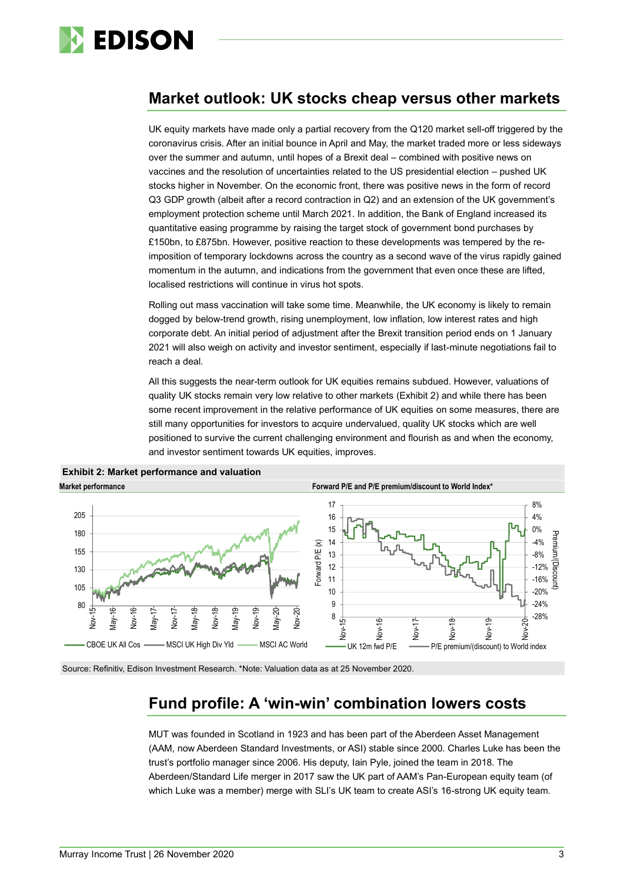## Market outlook: UK stocks cheap versus other markets

UK equity markets have made only a partial recovery from the Q120 market sell-off triggered by the coronavirus crisis. After an initial bounce in April and May, the market traded more or less sideways over the summer and autumn, until hopes of a Brexit deal – combined with positive news on vaccines and the resolution of uncertainties related to the US presidential election – pushed UK stocks higher in November. On the economic front, there was positive news in the form of record Q3 GDP growth (albeit after a record contraction in Q2) and an extension of the UK government's employment protection scheme until March 2021. In addition, the Bank of England increased its quantitative easing programme by raising the target stock of government bond purchases by £150bn, to £875bn. However, positive reaction to these developments was tempered by the re-imposition of temporary lockdowns across the country as a second wave of the virus rapidly gained momentum in the autumn, and indications from the government that even once these are lifted, localised restrictions will continue in virus hot spots.

Rolling out mass vaccination will take some time. Meanwhile, the UK economy is likely to remain dogged by below-trend growth, rising unemployment, low inflation, low interest rates and high corporate debt. An initial period of adjustment after the Brexit transition period ends on 1 January 2021 will also weigh on activity and investor sentiment, especially if last-minute negotiations fail to reach a deal.

All this suggests the near-term outlook for UK equities remains subdued. However, valuations of quality UK stocks remain very low relative to other markets (Exhibit 2) and while there has been some recent improvement in the relative performance of UK equities on some measures, there are still many opportunities for investors to acquire undervalued, quality UK stocks which are well positioned to survive the current challenging environment and flourish as and when the economy, and investor sentiment towards UK equities, improves.

**Exhibit 2: Market performance and valuation**

**Market performance** | **Forward P/E and P/E premium/discount to World Index***

Source: Refinitiv, Edison Investment Research. *Note: Valuation data as at 25 November 2020.

## Fund profile: A 'win-win' combination lowers costs

MUT was founded in Scotland in 1923 and has been part of the Aberdeen Asset Management (AAM, now Aberdeen Standard Investments, or ASI) stable since 2000. Charles Luke has been the trust's portfolio manager since 2006. His deputy, Iain Pyle, joined the team in 2018. The Aberdeen/Standard Life merger in 2017 saw the UK part of AAM's Pan-European equity team (of which Luke was a member) merge with SLI's UK team to create ASI's 16-strong UK equity team.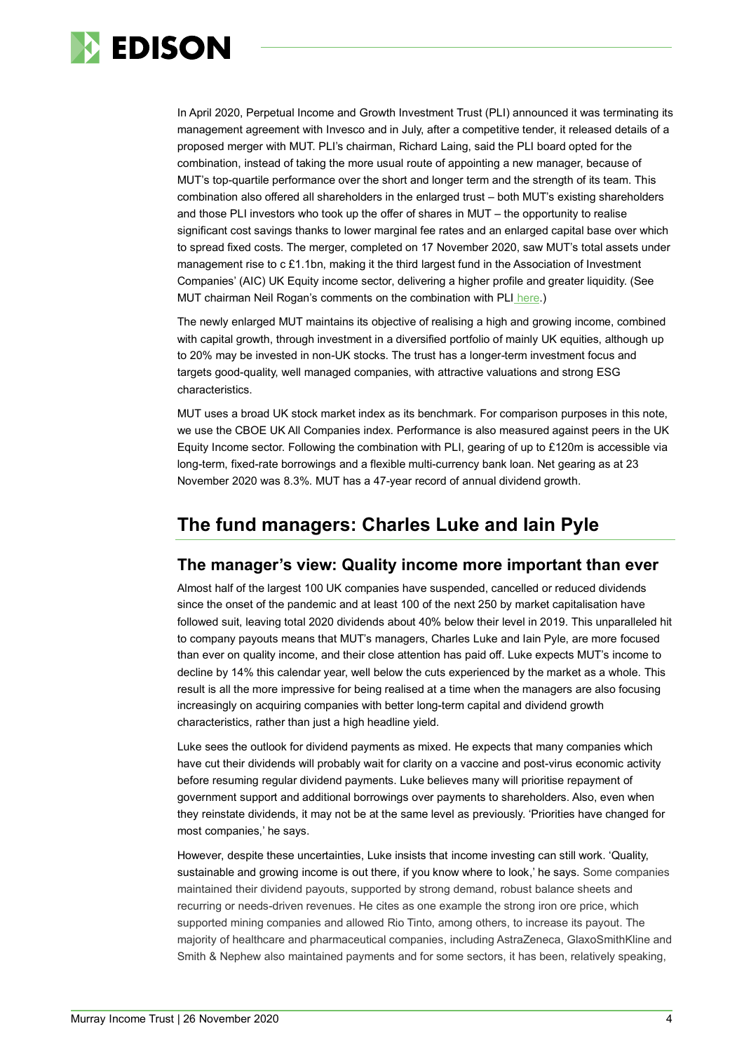In April 2020, Perpetual Income and Growth Investment Trust (PLI) announced it was terminating its management agreement with Invesco and in July, after a competitive tender, it released details of a proposed merger with MUT. PLI's chairman, Richard Laing, said the PLI board opted for the combination, instead of taking the more usual route of appointing a new manager, because of MUT's top-quartile performance over the short and longer term and the strength of its team. This combination also offered all shareholders in the enlarged trust – both MUT's existing shareholders and those PLI investors who took up the offer of shares in MUT – the opportunity to realise significant cost savings thanks to lower marginal fee rates and an enlarged capital base over which to spread fixed costs. The merger, completed on 17 November 2020, saw MUT's total assets under management rise to c £1.1bn, making it the third largest fund in the Association of Investment Companies' (AIC) UK Equity income sector, delivering a higher profile and greater liquidity. (See MUT chairman Neil Rogan's comments on the combination with PLI here.)

The newly enlarged MUT maintains its objective of realising a high and growing income, combined with capital growth, through investment in a diversified portfolio of mainly UK equities, although up to 20% may be invested in non-UK stocks. The trust has a longer-term investment focus and targets good-quality, well managed companies, with attractive valuations and strong ESG characteristics.

MUT uses a broad UK stock market index as its benchmark. For comparison purposes in this note, we use the CBOE UK All Companies index. Performance is also measured against peers in the UK Equity Income sector. Following the combination with PLI, gearing of up to £120m is accessible via long-term, fixed-rate borrowings and a flexible multi-currency bank loan. Net gearing as at 23 November 2020 was 8.3%. MUT has a 47-year record of annual dividend growth.

## The fund managers: Charles Luke and Iain Pyle

### The manager's view: Quality income more important than ever

Almost half of the largest 100 UK companies have suspended, cancelled or reduced dividends since the onset of the pandemic and at least 100 of the next 250 by market capitalisation have followed suit, leaving total 2020 dividends about 40% below their level in 2019. This unparalleled hit to company payouts means that MUT's managers, Charles Luke and Iain Pyle, are more focused than ever on quality income, and their close attention has paid off. Luke expects MUT's income to decline by 14% this calendar year, well below the cuts experienced by the market as a whole. This result is all the more impressive for being realised at a time when the managers are also focusing increasingly on acquiring companies with better long-term capital and dividend growth characteristics, rather than just a high headline yield.

Luke sees the outlook for dividend payments as mixed. He expects that many companies which have cut their dividends will probably wait for clarity on a vaccine and post-virus economic activity before resuming regular dividend payments. Luke believes many will prioritise repayment of government support and additional borrowings over payments to shareholders. Also, even when they reinstate dividends, it may not be at the same level as previously. 'Priorities have changed for most companies,' he says.

However, despite these uncertainties, Luke insists that income investing can still work. 'Quality, sustainable and growing income is out there, if you know where to look,' he says. Some companies maintained their dividend payouts, supported by strong demand, robust balance sheets and recurring or needs-driven revenues. He cites as one example the strong iron ore price, which supported mining companies and allowed Rio Tinto, among others, to increase its payout. The majority of healthcare and pharmaceutical companies, including AstraZeneca, GlaxoSmithKline and Smith & Nephew also maintained payments and for some sectors, it has been, relatively speaking,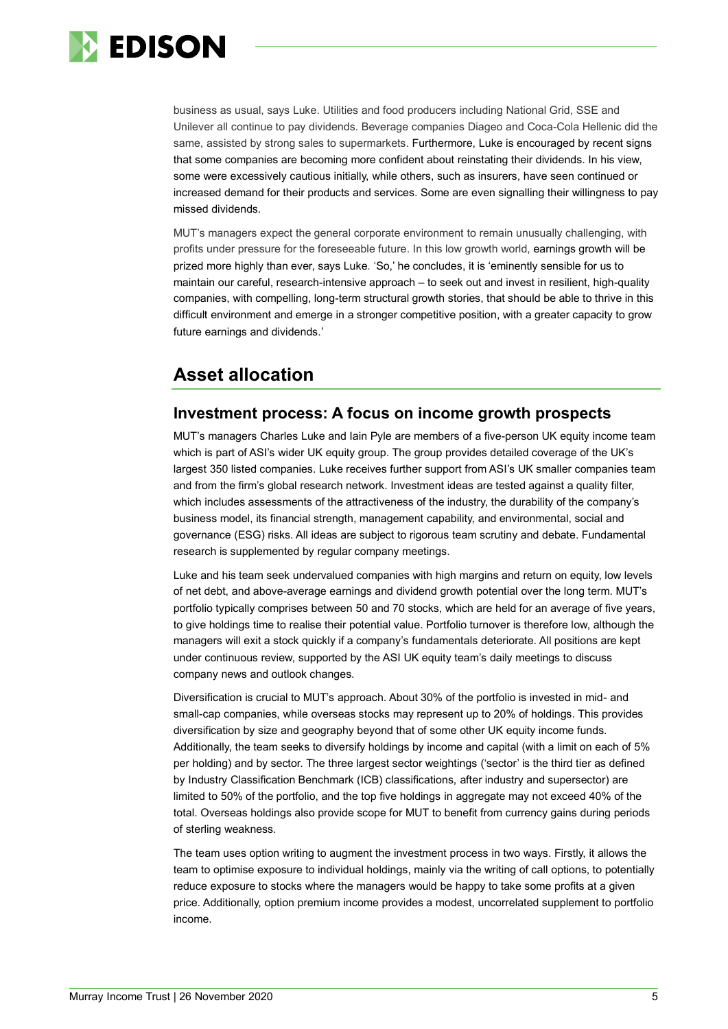business as usual, says Luke. Utilities and food producers including National Grid, SSE and Unilever all continue to pay dividends. Beverage companies Diageo and Coca-Cola Hellenic did the same, assisted by strong sales to supermarkets. Furthermore, Luke is encouraged by recent signs that some companies are becoming more confident about reinstating their dividends. In his view, some were excessively cautious initially, while others, such as insurers, have seen continued or increased demand for their products and services. Some are even signalling their willingness to pay missed dividends.

MUT's managers expect the general corporate environment to remain unusually challenging, with profits under pressure for the foreseeable future. In this low growth world, earnings growth will be prized more highly than ever, says Luke. 'So,' he concludes, it is 'eminently sensible for us to maintain our careful, research-intensive approach – to seek out and invest in resilient, high-quality companies, with compelling, long-term structural growth stories, that should be able to thrive in this difficult environment and emerge in a stronger competitive position, with a greater capacity to grow future earnings and dividends.'

# Asset allocation

## Investment process: A focus on income growth prospects

MUT's managers Charles Luke and Iain Pyle are members of a five-person UK equity income team which is part of ASI's wider UK equity group. The group provides detailed coverage of the UK's largest 350 listed companies. Luke receives further support from ASI's UK smaller companies team and from the firm's global research network. Investment ideas are tested against a quality filter, which includes assessments of the attractiveness of the industry, the durability of the company's business model, its financial strength, management capability, and environmental, social and governance (ESG) risks. All ideas are subject to rigorous team scrutiny and debate. Fundamental research is supplemented by regular company meetings.

Luke and his team seek undervalued companies with high margins and return on equity, low levels of net debt, and above-average earnings and dividend growth potential over the long term. MUT's portfolio typically comprises between 50 and 70 stocks, which are held for an average of five years, to give holdings time to realise their potential value. Portfolio turnover is therefore low, although the managers will exit a stock quickly if a company's fundamentals deteriorate. All positions are kept under continuous review, supported by the ASI UK equity team's daily meetings to discuss company news and outlook changes.

Diversification is crucial to MUT's approach. About 30% of the portfolio is invested in mid- and small-cap companies, while overseas stocks may represent up to 20% of holdings. This provides diversification by size and geography beyond that of some other UK equity income funds. Additionally, the team seeks to diversify holdings by income and capital (with a limit on each of 5% per holding) and by sector. The three largest sector weightings ('sector' is the third tier as defined by Industry Classification Benchmark (ICB) classifications, after industry and supersector) are limited to 50% of the portfolio, and the top five holdings in aggregate may not exceed 40% of the total. Overseas holdings also provide scope for MUT to benefit from currency gains during periods of sterling weakness.

The team uses option writing to augment the investment process in two ways. Firstly, it allows the team to optimise exposure to individual holdings, mainly via the writing of call options, to potentially reduce exposure to stocks where the managers would be happy to take some profits at a given price. Additionally, option premium income provides a modest, uncorrelated supplement to portfolio income.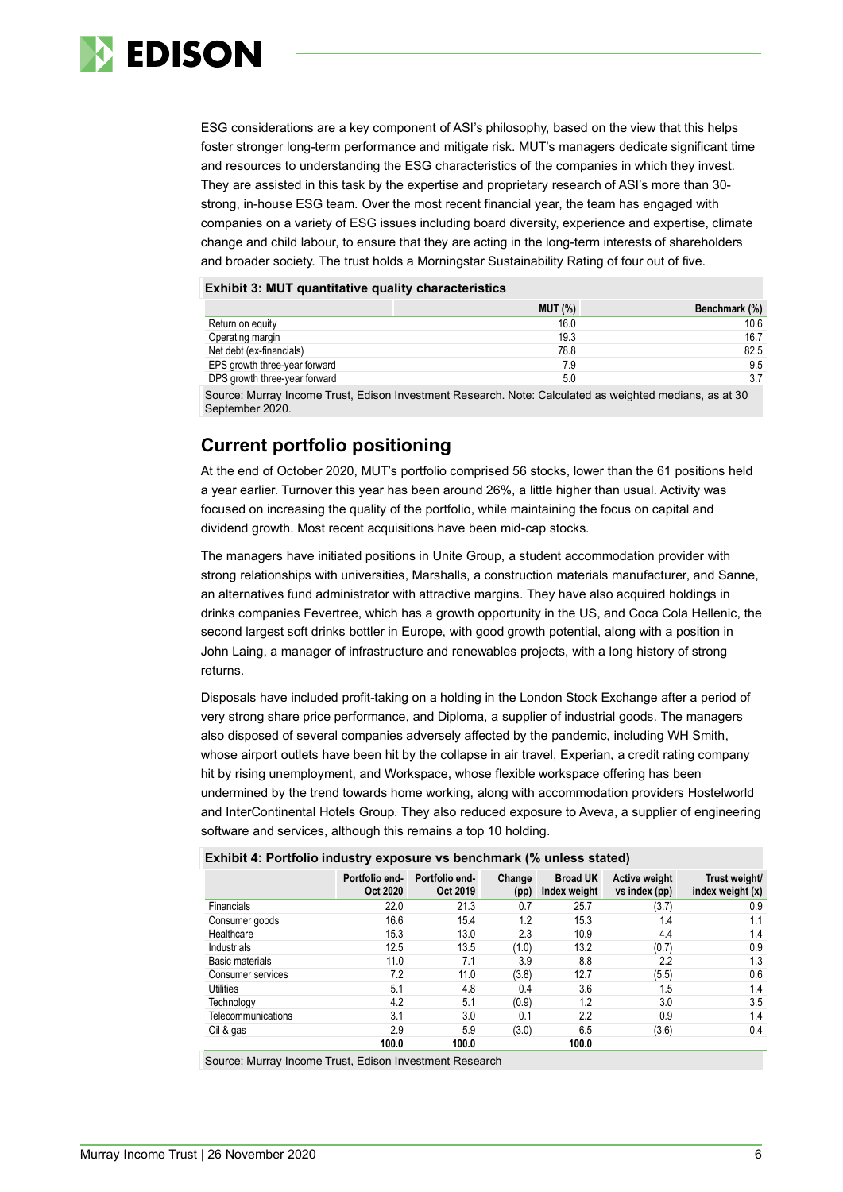ESG considerations are a key component of ASI's philosophy, based on the view that this helps foster stronger long-term performance and mitigate risk. MUT's managers dedicate significant time and resources to understanding the ESG characteristics of the companies in which they invest. They are assisted in this task by the expertise and proprietary research of ASI's more than 30-strong, in-house ESG team. Over the most recent financial year, the team has engaged with companies on a variety of ESG issues including board diversity, experience and expertise, climate change and child labour, to ensure that they are acting in the long-term interests of shareholders and broader society. The trust holds a Morningstar Sustainability Rating of four out of five.

**Exhibit 3: MUT quantitative quality characteristics**

| | MUT (%) | Benchmark (%) |
|---|---|---|
| Return on equity | 16.0 | 10.6 |
| Operating margin | 19.3 | 16.7 |
| Net debt (ex-financials) | 78.8 | 82.5 |
| EPS growth three-year forward | 7.9 | 9.5 |
| DPS growth three-year forward | 5.0 | 3.7 |

Source: Murray Income Trust, Edison Investment Research. Note: Calculated as weighted medians, as at 30 September 2020.

## Current portfolio positioning

At the end of October 2020, MUT's portfolio comprised 56 stocks, lower than the 61 positions held a year earlier. Turnover this year has been around 26%, a little higher than usual. Activity was focused on increasing the quality of the portfolio, while maintaining the focus on capital and dividend growth. Most recent acquisitions have been mid-cap stocks.

The managers have initiated positions in Unite Group, a student accommodation provider with strong relationships with universities, Marshalls, a construction materials manufacturer, and Sanne, an alternatives fund administrator with attractive margins. They have also acquired holdings in drinks companies Fevertree, which has a growth opportunity in the US, and Coca Cola Hellenic, the second largest soft drinks bottler in Europe, with good growth potential, along with a position in John Laing, a manager of infrastructure and renewables projects, with a long history of strong returns.

Disposals have included profit-taking on a holding in the London Stock Exchange after a period of very strong share price performance, and Diploma, a supplier of industrial goods. The managers also disposed of several companies adversely affected by the pandemic, including WH Smith, whose airport outlets have been hit by the collapse in air travel, Experian, a credit rating company hit by rising unemployment, and Workspace, whose flexible workspace offering has been undermined by the trend towards home working, along with accommodation providers Hostelworld and InterContinental Hotels Group. They also reduced exposure to Aveva, a supplier of engineering software and services, although this remains a top 10 holding.

**Exhibit 4: Portfolio industry exposure vs benchmark (% unless stated)**

| | Portfolio end-Oct 2020 | Portfolio end-Oct 2019 | Change (pp) | Broad UK Index weight | Active weight vs index (pp) | Trust weight/ index weight (x) |
|---|---|---|---|---|---|---|
| Financials | 22.0 | 21.3 | 0.7 | 25.7 | (3.7) | 0.9 |
| Consumer goods | 16.6 | 15.4 | 1.2 | 15.3 | 1.4 | 1.1 |
| Healthcare | 15.3 | 13.0 | 2.3 | 10.9 | 4.4 | 1.4 |
| Industrials | 12.5 | 13.5 | (1.0) | 13.2 | (0.7) | 0.9 |
| Basic materials | 11.0 | 7.1 | 3.9 | 8.8 | 2.2 | 1.3 |
| Consumer services | 7.2 | 11.0 | (3.8) | 12.7 | (5.5) | 0.6 |
| Utilities | 5.1 | 4.8 | 0.4 | 3.6 | 1.5 | 1.4 |
| Technology | 4.2 | 5.1 | (0.9) | 1.2 | 3.0 | 3.5 |
| Telecommunications | 3.1 | 3.0 | 0.1 | 2.2 | 0.9 | 1.4 |
| Oil & gas | 2.9 | 5.9 | (3.0) | 6.5 | (3.6) | 0.4 |
| | **100.0** | **100.0** | | **100.0** | | |

Source: Murray Income Trust, Edison Investment Research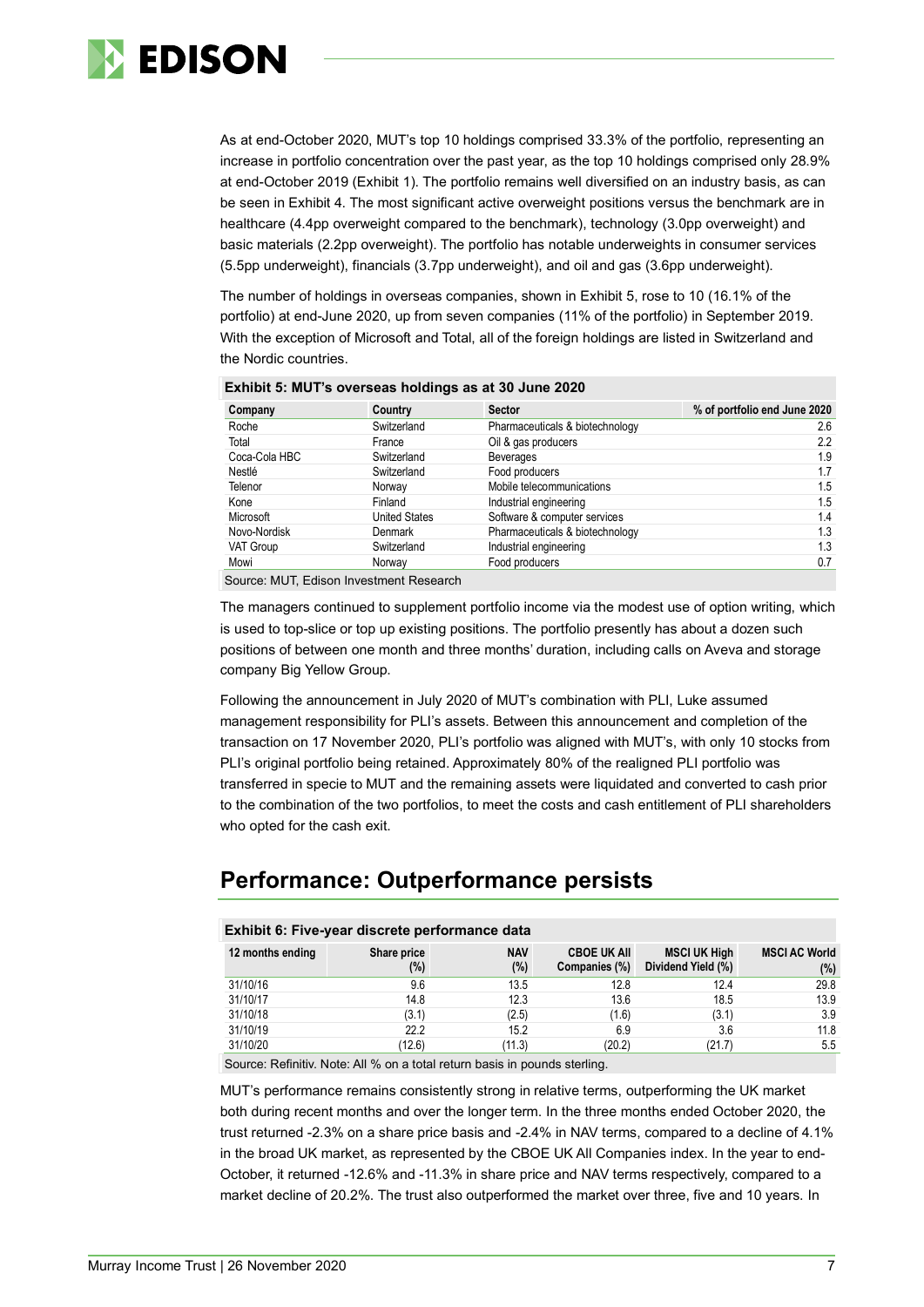As at end-October 2020, MUT's top 10 holdings comprised 33.3% of the portfolio, representing an increase in portfolio concentration over the past year, as the top 10 holdings comprised only 28.9% at end-October 2019 (Exhibit 1). The portfolio remains well diversified on an industry basis, as can be seen in Exhibit 4. The most significant active overweight positions versus the benchmark are in healthcare (4.4pp overweight compared to the benchmark), technology (3.0pp overweight) and basic materials (2.2pp overweight). The portfolio has notable underweights in consumer services (5.5pp underweight), financials (3.7pp underweight), and oil and gas (3.6pp underweight).

The number of holdings in overseas companies, shown in Exhibit 5, rose to 10 (16.1% of the portfolio) at end-June 2020, up from seven companies (11% of the portfolio) in September 2019. With the exception of Microsoft and Total, all of the foreign holdings are listed in Switzerland and the Nordic countries.

**Exhibit 5: MUT's overseas holdings as at 30 June 2020**

| Company | Country | Sector | % of portfolio end June 2020 |
|---|---|---|---|
| Roche | Switzerland | Pharmaceuticals & biotechnology | 2.6 |
| Total | France | Oil & gas producers | 2.2 |
| Coca-Cola HBC | Switzerland | Beverages | 1.9 |
| Nestlé | Switzerland | Food producers | 1.7 |
| Telenor | Norway | Mobile telecommunications | 1.5 |
| Kone | Finland | Industrial engineering | 1.5 |
| Microsoft | United States | Software & computer services | 1.4 |
| Novo-Nordisk | Denmark | Pharmaceuticals & biotechnology | 1.3 |
| VAT Group | Switzerland | Industrial engineering | 1.3 |
| Mowi | Norway | Food producers | 0.7 |

Source: MUT, Edison Investment Research

The managers continued to supplement portfolio income via the modest use of option writing, which is used to top-slice or top up existing positions. The portfolio presently has about a dozen such positions of between one month and three months' duration, including calls on Aveva and storage company Big Yellow Group.

Following the announcement in July 2020 of MUT's combination with PLI, Luke assumed management responsibility for PLI's assets. Between this announcement and completion of the transaction on 17 November 2020, PLI's portfolio was aligned with MUT's, with only 10 stocks from PLI's original portfolio being retained. Approximately 80% of the realigned PLI portfolio was transferred in specie to MUT and the remaining assets were liquidated and converted to cash prior to the combination of the two portfolios, to meet the costs and cash entitlement of PLI shareholders who opted for the cash exit.

## Performance: Outperformance persists

**Exhibit 6: Five-year discrete performance data**

| 12 months ending | Share price (%) | NAV (%) | CBOE UK All Companies (%) | MSCI UK High Dividend Yield (%) | MSCI AC World (%) |
|---|---|---|---|---|---|
| 31/10/16 | 9.6 | 13.5 | 12.8 | 12.4 | 29.8 |
| 31/10/17 | 14.8 | 12.3 | 13.6 | 18.5 | 13.9 |
| 31/10/18 | (3.1) | (2.5) | (1.6) | (3.1) | 3.9 |
| 31/10/19 | 22.2 | 15.2 | 6.9 | 3.6 | 11.8 |
| 31/10/20 | (12.6) | (11.3) | (20.2) | (21.7) | 5.5 |

Source: Refinitiv. Note: All % on a total return basis in pounds sterling.

MUT's performance remains consistently strong in relative terms, outperforming the UK market both during recent months and over the longer term. In the three months ended October 2020, the trust returned -2.3% on a share price basis and -2.4% in NAV terms, compared to a decline of 4.1% in the broad UK market, as represented by the CBOE UK All Companies index. In the year to end-October, it returned -12.6% and -11.3% in share price and NAV terms respectively, compared to a market decline of 20.2%. The trust also outperformed the market over three, five and 10 years. In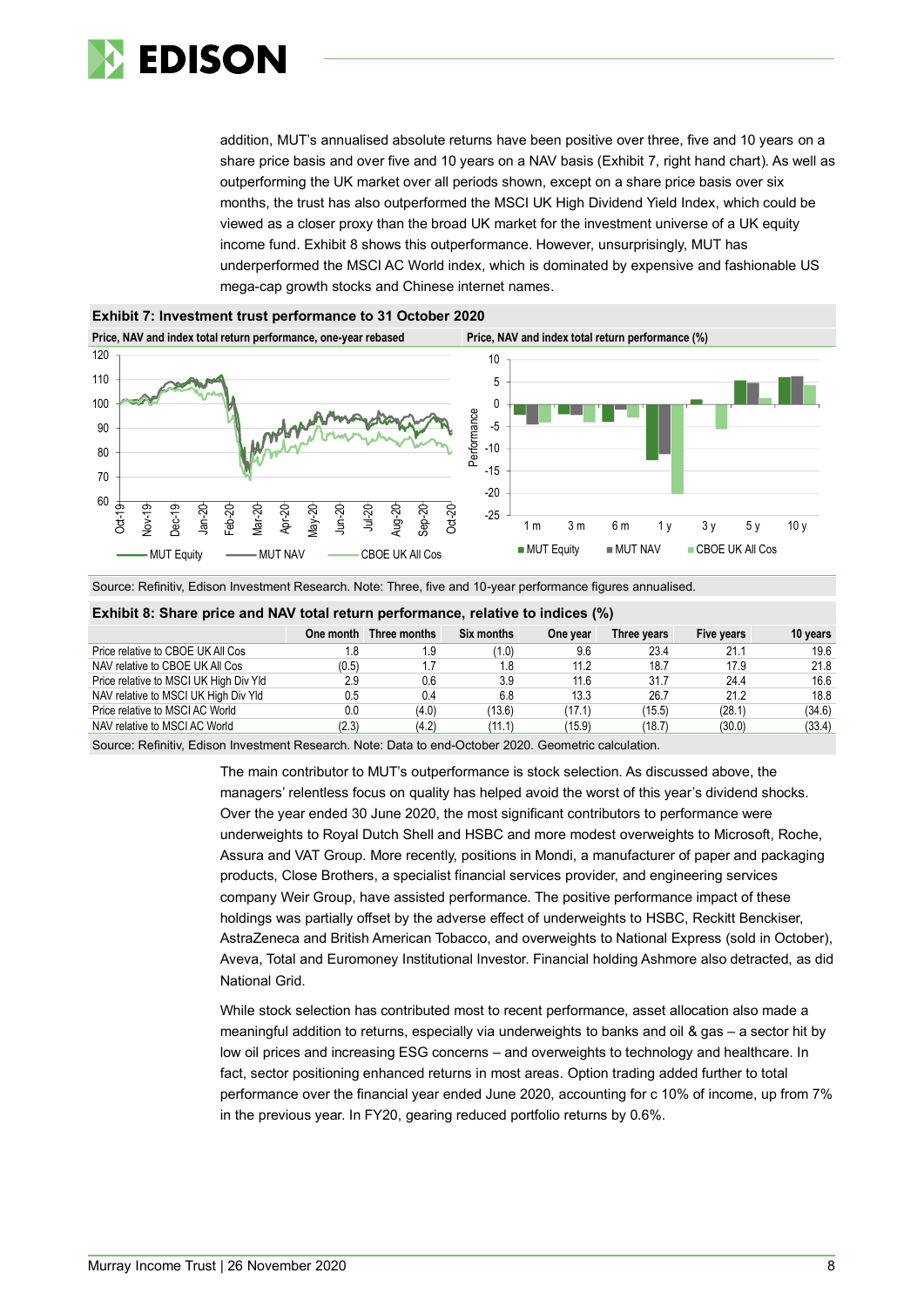addition, MUT's annualised absolute returns have been positive over three, five and 10 years on a share price basis and over five and 10 years on a NAV basis (Exhibit 7, right hand chart). As well as outperforming the UK market over all periods shown, except on a share price basis over six months, the trust has also outperformed the MSCI UK High Dividend Yield Index, which could be viewed as a closer proxy than the broad UK market for the investment universe of a UK equity income fund. Exhibit 8 shows this outperformance. However, unsurprisingly, MUT has underperformed the MSCI AC World index, which is dominated by expensive and fashionable US mega-cap growth stocks and Chinese internet names.

**Exhibit 7: Investment trust performance to 31 October 2020**

Price, NAV and index total return performance, one-year rebased

Price, NAV and index total return performance (%)

Source: Refinitiv, Edison Investment Research. Note: Three, five and 10-year performance figures annualised.

**Exhibit 8: Share price and NAV total return performance, relative to indices (%)**

| | One month | Three months | Six months | One year | Three years | Five years | 10 years |
|---|---|---|---|---|---|---|---|
| Price relative to CBOE UK All Cos | 1.8 | 1.9 | (1.0) | 9.6 | 23.4 | 21.1 | 19.6 |
| NAV relative to CBOE UK All Cos | (0.5) | 1.7 | 1.8 | 11.2 | 18.7 | 17.9 | 21.8 |
| Price relative to MSCI UK High Div Yld | 2.9 | 0.6 | 3.9 | 11.6 | 31.7 | 24.4 | 16.6 |
| NAV relative to MSCI UK High Div Yld | 0.5 | 0.4 | 6.8 | 13.3 | 26.7 | 21.2 | 18.8 |
| Price relative to MSCI AC World | 0.0 | (4.0) | (13.6) | (17.1) | (15.5) | (28.1) | (34.6) |
| NAV relative to MSCI AC World | (2.3) | (4.2) | (11.1) | (15.9) | (18.7) | (30.0) | (33.4) |

Source: Refinitiv, Edison Investment Research. Note: Data to end-October 2020. Geometric calculation.

The main contributor to MUT's outperformance is stock selection. As discussed above, the managers' relentless focus on quality has helped avoid the worst of this year's dividend shocks. Over the year ended 30 June 2020, the most significant contributors to performance were underweights to Royal Dutch Shell and HSBC and more modest overweights to Microsoft, Roche, Assura and VAT Group. More recently, positions in Mondi, a manufacturer of paper and packaging products, Close Brothers, a specialist financial services provider, and engineering services company Weir Group, have assisted performance. The positive performance impact of these holdings was partially offset by the adverse effect of underweights to HSBC, Reckitt Benckiser, AstraZeneca and British American Tobacco, and overweights to National Express (sold in October), Aveva, Total and Euromoney Institutional Investor. Financial holding Ashmore also detracted, as did National Grid.

While stock selection has contributed most to recent performance, asset allocation also made a meaningful addition to returns, especially via underweights to banks and oil & gas – a sector hit by low oil prices and increasing ESG concerns – and overweights to technology and healthcare. In fact, sector positioning enhanced returns in most areas. Option trading added further to total performance over the financial year ended June 2020, accounting for c 10% of income, up from 7% in the previous year. In FY20, gearing reduced portfolio returns by 0.6%.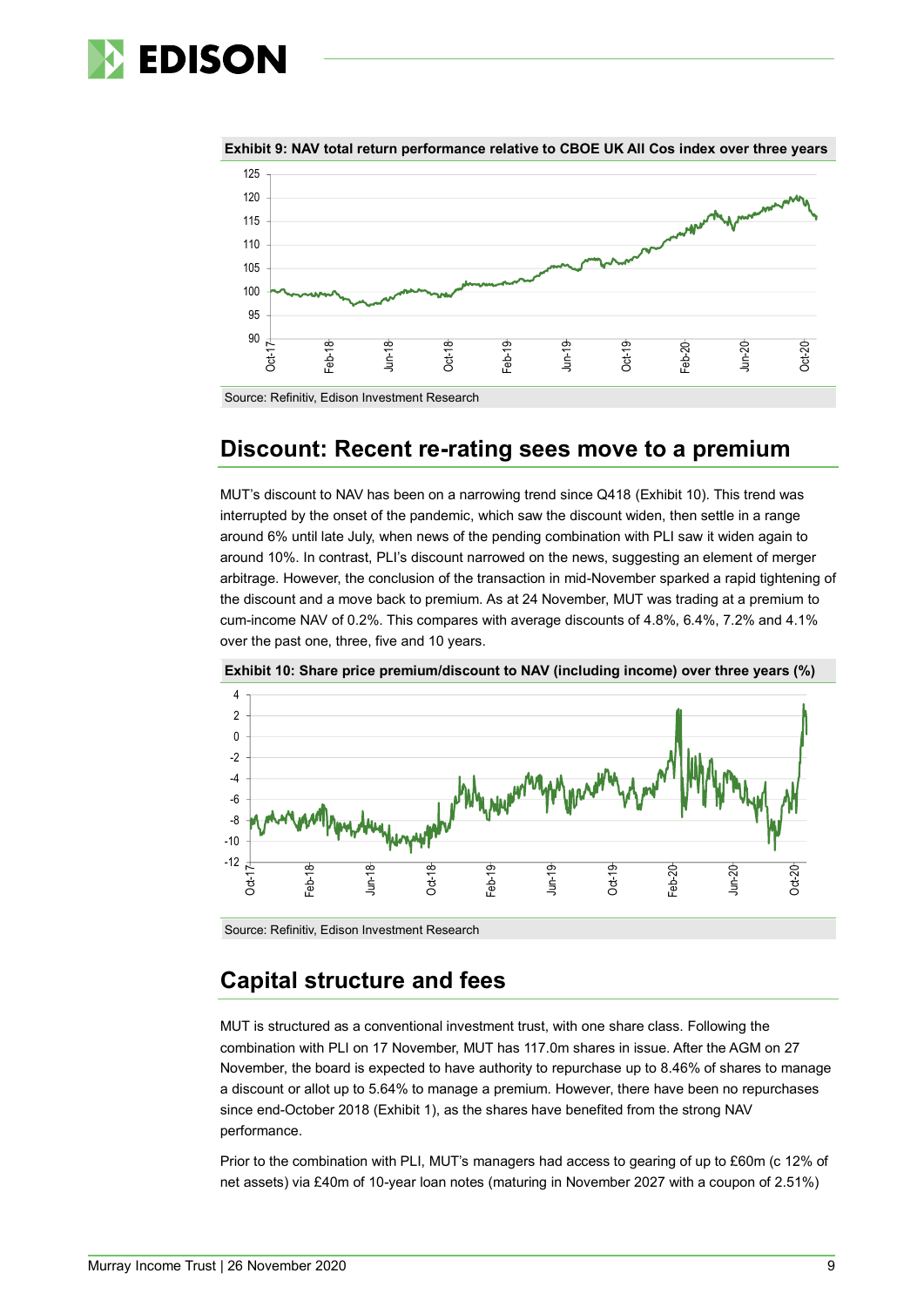**Exhibit 9: NAV total return performance relative to CBOE UK All Cos index over three years**

Source: Refinitiv, Edison Investment Research

## Discount: Recent re-rating sees move to a premium

MUT's discount to NAV has been on a narrowing trend since Q418 (Exhibit 10). This trend was interrupted by the onset of the pandemic, which saw the discount widen, then settle in a range around 6% until late July, when news of the pending combination with PLI saw it widen again to around 10%. In contrast, PLI's discount narrowed on the news, suggesting an element of merger arbitrage. However, the conclusion of the transaction in mid-November sparked a rapid tightening of the discount and a move back to premium. As at 24 November, MUT was trading at a premium to cum-income NAV of 0.2%. This compares with average discounts of 4.8%, 6.4%, 7.2% and 4.1% over the past one, three, five and 10 years.

**Exhibit 10: Share price premium/discount to NAV (including income) over three years (%)**

Source: Refinitiv, Edison Investment Research

## Capital structure and fees

MUT is structured as a conventional investment trust, with one share class. Following the combination with PLI on 17 November, MUT has 117.0m shares in issue. After the AGM on 27 November, the board is expected to have authority to repurchase up to 8.46% of shares to manage a discount or allot up to 5.64% to manage a premium. However, there have been no repurchases since end-October 2018 (Exhibit 1), as the shares have benefited from the strong NAV performance.

Prior to the combination with PLI, MUT's managers had access to gearing of up to £60m (c 12% of net assets) via £40m of 10-year loan notes (maturing in November 2027 with a coupon of 2.51%)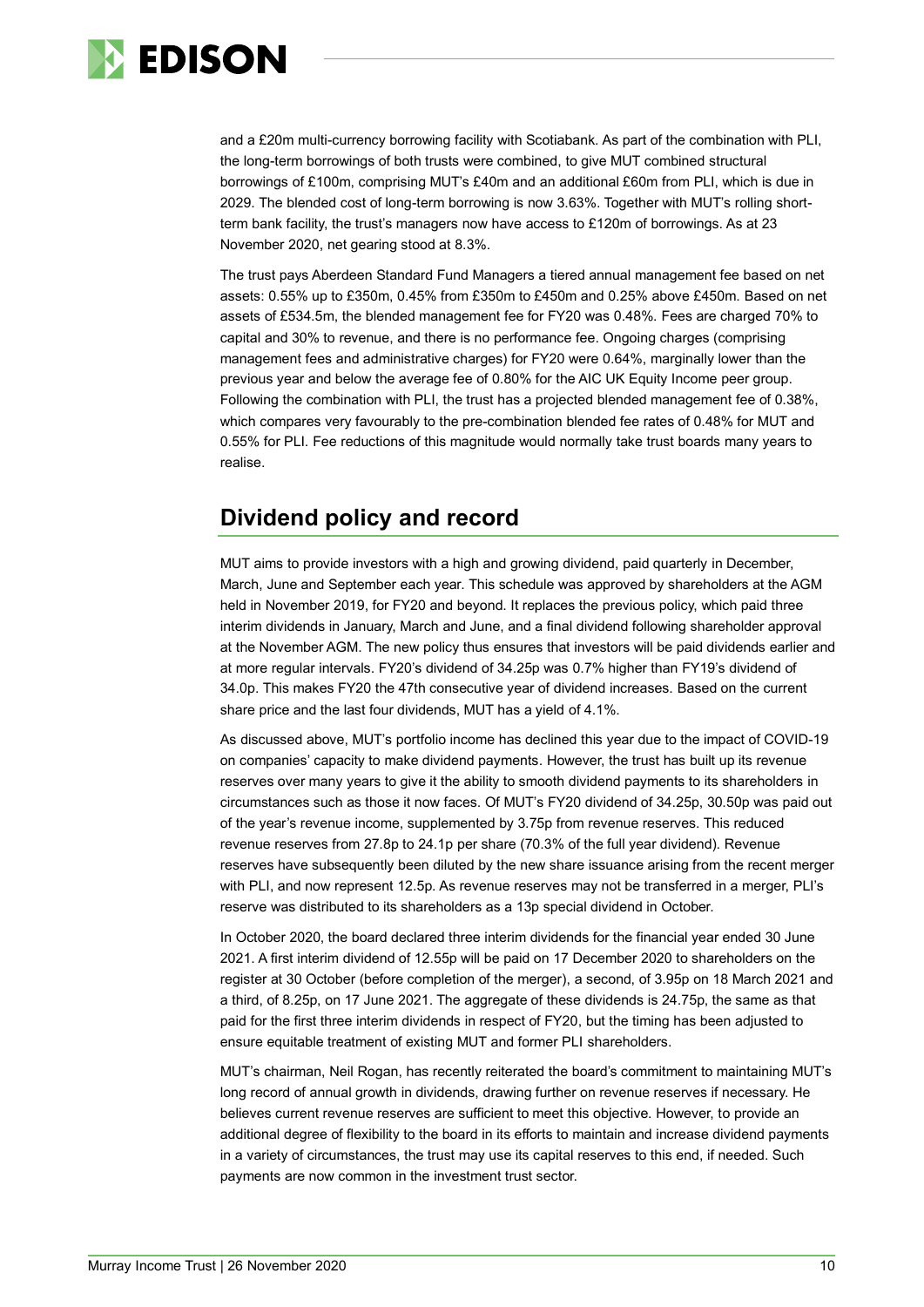and a £20m multi-currency borrowing facility with Scotiabank. As part of the combination with PLI, the long-term borrowings of both trusts were combined, to give MUT combined structural borrowings of £100m, comprising MUT's £40m and an additional £60m from PLI, which is due in 2029. The blended cost of long-term borrowing is now 3.63%. Together with MUT's rolling short-term bank facility, the trust's managers now have access to £120m of borrowings. As at 23 November 2020, net gearing stood at 8.3%.

The trust pays Aberdeen Standard Fund Managers a tiered annual management fee based on net assets: 0.55% up to £350m, 0.45% from £350m to £450m and 0.25% above £450m. Based on net assets of £534.5m, the blended management fee for FY20 was 0.48%. Fees are charged 70% to capital and 30% to revenue, and there is no performance fee. Ongoing charges (comprising management fees and administrative charges) for FY20 were 0.64%, marginally lower than the previous year and below the average fee of 0.80% for the AIC UK Equity Income peer group. Following the combination with PLI, the trust has a projected blended management fee of 0.38%, which compares very favourably to the pre-combination blended fee rates of 0.48% for MUT and 0.55% for PLI. Fee reductions of this magnitude would normally take trust boards many years to realise.

## Dividend policy and record

MUT aims to provide investors with a high and growing dividend, paid quarterly in December, March, June and September each year. This schedule was approved by shareholders at the AGM held in November 2019, for FY20 and beyond. It replaces the previous policy, which paid three interim dividends in January, March and June, and a final dividend following shareholder approval at the November AGM. The new policy thus ensures that investors will be paid dividends earlier and at more regular intervals. FY20's dividend of 34.25p was 0.7% higher than FY19's dividend of 34.0p. This makes FY20 the 47th consecutive year of dividend increases. Based on the current share price and the last four dividends, MUT has a yield of 4.1%.

As discussed above, MUT's portfolio income has declined this year due to the impact of COVID-19 on companies' capacity to make dividend payments. However, the trust has built up its revenue reserves over many years to give it the ability to smooth dividend payments to its shareholders in circumstances such as those it now faces. Of MUT's FY20 dividend of 34.25p, 30.50p was paid out of the year's revenue income, supplemented by 3.75p from revenue reserves. This reduced revenue reserves from 27.8p to 24.1p per share (70.3% of the full year dividend). Revenue reserves have subsequently been diluted by the new share issuance arising from the recent merger with PLI, and now represent 12.5p. As revenue reserves may not be transferred in a merger, PLI's reserve was distributed to its shareholders as a 13p special dividend in October.

In October 2020, the board declared three interim dividends for the financial year ended 30 June 2021. A first interim dividend of 12.55p will be paid on 17 December 2020 to shareholders on the register at 30 October (before completion of the merger), a second, of 3.95p on 18 March 2021 and a third, of 8.25p, on 17 June 2021. The aggregate of these dividends is 24.75p, the same as that paid for the first three interim dividends in respect of FY20, but the timing has been adjusted to ensure equitable treatment of existing MUT and former PLI shareholders.

MUT's chairman, Neil Rogan, has recently reiterated the board's commitment to maintaining MUT's long record of annual growth in dividends, drawing further on revenue reserves if necessary. He believes current revenue reserves are sufficient to meet this objective. However, to provide an additional degree of flexibility to the board in its efforts to maintain and increase dividend payments in a variety of circumstances, the trust may use its capital reserves to this end, if needed. Such payments are now common in the investment trust sector.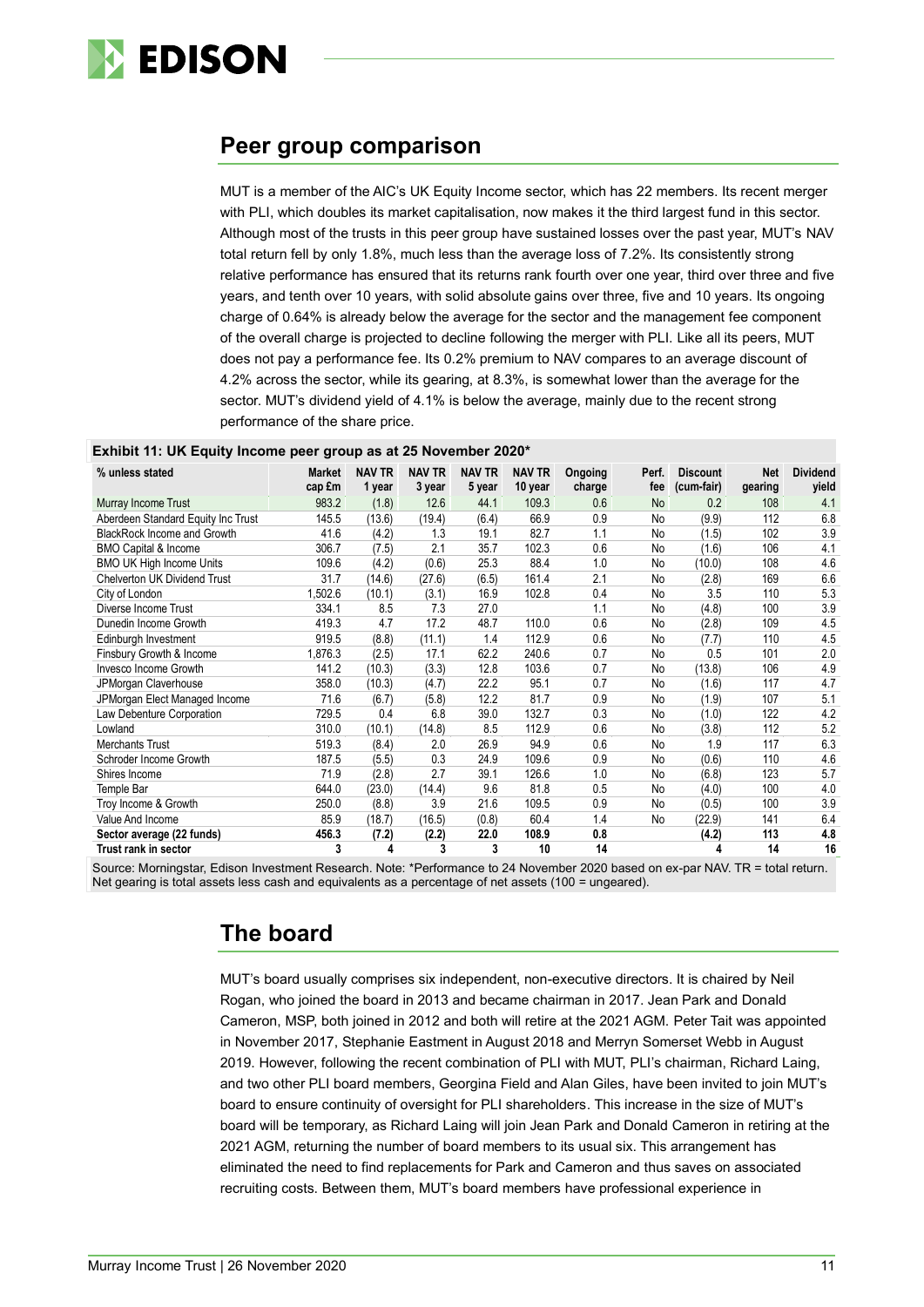## Peer group comparison

MUT is a member of the AIC's UK Equity Income sector, which has 22 members. Its recent merger with PLI, which doubles its market capitalisation, now makes it the third largest fund in this sector. Although most of the trusts in this peer group have sustained losses over the past year, MUT's NAV total return fell by only 1.8%, much less than the average loss of 7.2%. Its consistently strong relative performance has ensured that its returns rank fourth over one year, third over three and five years, and tenth over 10 years, with solid absolute gains over three, five and 10 years. Its ongoing charge of 0.64% is already below the average for the sector and the management fee component of the overall charge is projected to decline following the merger with PLI. Like all its peers, MUT does not pay a performance fee. Its 0.2% premium to NAV compares to an average discount of 4.2% across the sector, while its gearing, at 8.3%, is somewhat lower than the average for the sector. MUT's dividend yield of 4.1% is below the average, mainly due to the recent strong performance of the share price.

**Exhibit 11: UK Equity Income peer group as at 25 November 2020***

| % unless stated | Market cap £m | NAV TR 1 year | NAV TR 3 year | NAV TR 5 year | NAV TR 10 year | Ongoing charge | Perf. fee | Discount (cum-fair) | Net gearing | Dividend yield |
|---|---|---|---|---|---|---|---|---|---|---|
| Murray Income Trust | 983.2 | (1.8) | 12.6 | 44.1 | 109.3 | 0.6 | No | 0.2 | 108 | 4.1 |
| Aberdeen Standard Equity Inc Trust | 145.5 | (13.6) | (19.4) | (6.4) | 66.9 | 0.9 | No | (9.9) | 112 | 6.8 |
| BlackRock Income and Growth | 41.6 | (4.2) | 1.3 | 19.1 | 82.7 | 1.1 | No | (1.5) | 102 | 3.9 |
| BMO Capital & Income | 306.7 | (7.5) | 2.1 | 35.7 | 102.3 | 0.6 | No | (1.6) | 106 | 4.1 |
| BMO UK High Income Units | 109.6 | (4.2) | (0.6) | 25.3 | 88.4 | 1.0 | No | (10.0) | 108 | 4.6 |
| Chelverton UK Dividend Trust | 31.7 | (14.6) | (27.6) | (6.5) | 161.4 | 2.1 | No | (2.8) | 169 | 6.6 |
| City of London | 1,502.6 | (10.1) | (3.1) | 16.9 | 102.8 | 0.4 | No | 3.5 | 110 | 5.3 |
| Diverse Income Trust | 334.1 | 8.5 | 7.3 | 27.0 | | 1.1 | No | (4.8) | 100 | 3.9 |
| Dunedin Income Growth | 419.3 | 4.7 | 17.2 | 48.7 | 110.0 | 0.6 | No | (2.8) | 109 | 4.5 |
| Edinburgh Investment | 919.5 | (8.8) | (11.1) | 1.4 | 112.9 | 0.6 | No | (7.7) | 110 | 4.5 |
| Finsbury Growth & Income | 1,876.3 | (2.5) | 17.1 | 62.2 | 240.6 | 0.7 | No | 0.5 | 101 | 2.0 |
| Invesco Income Growth | 141.2 | (10.3) | (3.3) | 12.8 | 103.6 | 0.7 | No | (13.8) | 106 | 4.9 |
| JPMorgan Claverhouse | 358.0 | (10.3) | (4.7) | 22.2 | 95.1 | 0.7 | No | (1.6) | 117 | 4.7 |
| JPMorgan Elect Managed Income | 71.6 | (6.7) | (5.8) | 12.2 | 81.7 | 0.9 | No | (1.9) | 107 | 5.1 |
| Law Debenture Corporation | 729.5 | 0.4 | 6.8 | 39.0 | 132.7 | 0.3 | No | (1.0) | 122 | 4.2 |
| Lowland | 310.0 | (10.1) | (14.8) | 8.5 | 112.9 | 0.6 | No | (3.8) | 112 | 5.2 |
| Merchants Trust | 519.3 | (8.4) | 2.0 | 26.9 | 94.9 | 0.6 | No | 1.9 | 117 | 6.3 |
| Schroder Income Growth | 187.5 | (5.5) | 0.3 | 24.9 | 109.6 | 0.9 | No | (0.6) | 110 | 4.6 |
| Shires Income | 71.9 | (2.8) | 2.7 | 39.1 | 126.6 | 1.0 | No | (6.8) | 123 | 5.7 |
| Temple Bar | 644.0 | (23.0) | (14.4) | 9.6 | 81.8 | 0.5 | No | (4.0) | 100 | 4.0 |
| Troy Income & Growth | 250.0 | (8.8) | 3.9 | 21.6 | 109.5 | 0.9 | No | (0.5) | 100 | 3.9 |
| Value And Income | 85.9 | (18.7) | (16.5) | (0.8) | 60.4 | 1.4 | No | (22.9) | 141 | 6.4 |
| **Sector average (22 funds)** | **456.3** | **(7.2)** | **(2.2)** | **22.0** | **108.9** | **0.8** | | **(4.2)** | **113** | **4.8** |
| **Trust rank in sector** | **3** | **4** | **3** | **3** | **10** | **14** | | **4** | **14** | **16** |

Source: Morningstar, Edison Investment Research. Note: *Performance to 24 November 2020 based on ex-par NAV. TR = total return. Net gearing is total assets less cash and equivalents as a percentage of net assets (100 = ungeared).

## The board

MUT's board usually comprises six independent, non-executive directors. It is chaired by Neil Rogan, who joined the board in 2013 and became chairman in 2017. Jean Park and Donald Cameron, MSP, both joined in 2012 and both will retire at the 2021 AGM. Peter Tait was appointed in November 2017, Stephanie Eastment in August 2018 and Merryn Somerset Webb in August 2019. However, following the recent combination of PLI with MUT, PLI's chairman, Richard Laing, and two other PLI board members, Georgina Field and Alan Giles, have been invited to join MUT's board to ensure continuity of oversight for PLI shareholders. This increase in the size of MUT's board will be temporary, as Richard Laing will join Jean Park and Donald Cameron in retiring at the 2021 AGM, returning the number of board members to its usual six. This arrangement has eliminated the need to find replacements for Park and Cameron and thus saves on associated recruiting costs. Between them, MUT's board members have professional experience in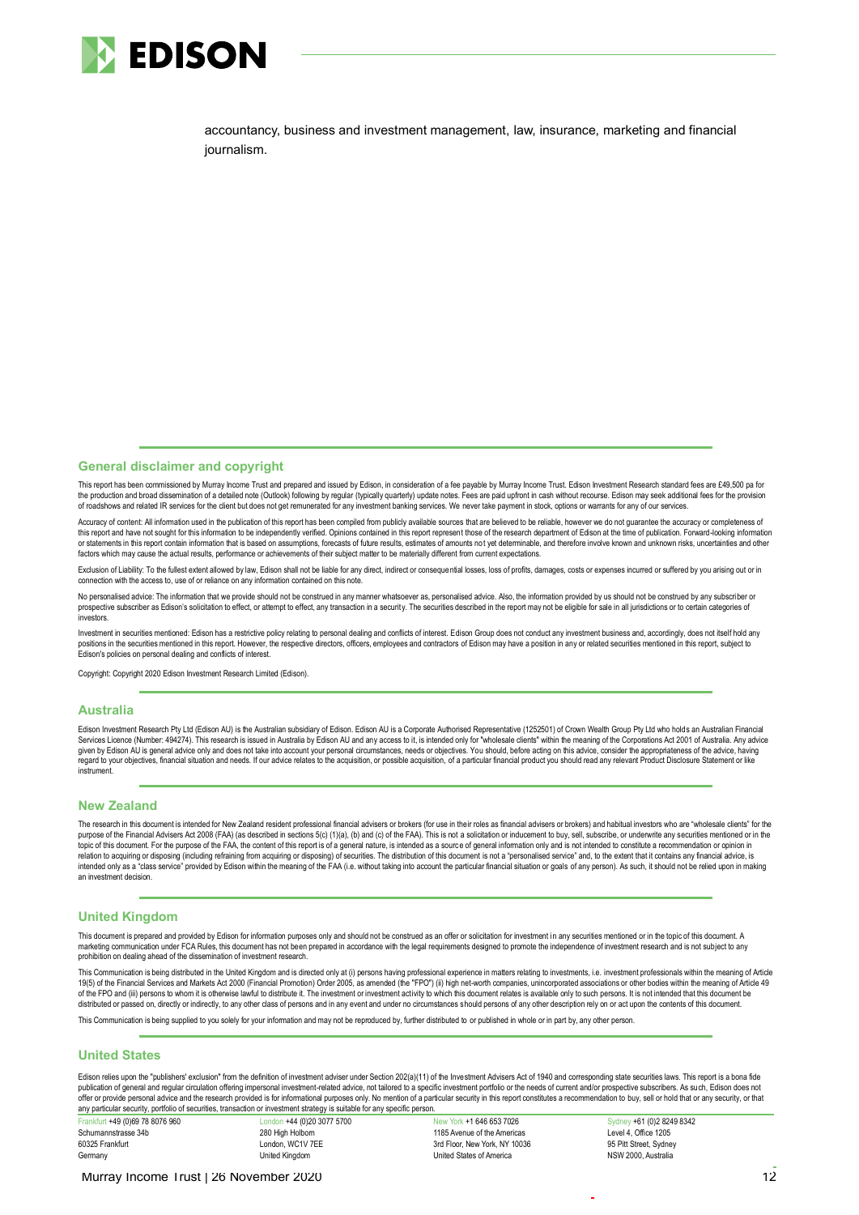accountancy, business and investment management, law, insurance, marketing and financial journalism.

## General disclaimer and copyright

This report has been commissioned by Murray Income Trust and prepared and issued by Edison, in consideration of a fee payable by Murray Income Trust. Edison Investment Research standard fees are £49,500 pa for the production and broad dissemination of a detailed note (Outlook) following by regular (typically quarterly) update notes. Fees are paid upfront in cash without recourse. Edison may seek additional fees for the provision of roadshows and related IR services for the client but does not get remunerated for any investment banking services. We never take payment in stock, options or warrants for any of our services.

Accuracy of content: All information used in the publication of this report has been compiled from publicly available sources that are believed to be reliable, however we do not guarantee the accuracy or completeness of this report and have not sought for this information to be independently verified. Opinions contained in this report represent those of the research department of Edison at the time of publication. Forward-looking information or statements in this report contain information that is based on assumptions, forecasts of future results, estimates of amounts not yet determinable, and therefore involve known and unknown risks, uncertainties and other factors which may cause the actual results, performance or achievements of their subject matter to be materially different from current expectations.

Exclusion of Liability: To the fullest extent allowed by law, Edison shall not be liable for any direct, indirect or consequential losses, loss of profits, damages, costs or expenses incurred or suffered by you arising out or in connection with the access to, use of or reliance on any information contained on this note.

No personalised advice: The information that we provide should not be construed in any manner whatsoever as, personalised advice. Also, the information provided by us should not be construed by any subscriber or prospective subscriber as Edison's solicitation to effect, or attempt to effect, any transaction in a security. The securities described in the report may not be eligible for sale in all jurisdictions or to certain categories of investors.

Investment in securities mentioned: Edison has a restrictive policy relating to personal dealing and conflicts of interest. Edison Group does not conduct any investment business and, accordingly, does not itself hold any positions in the securities mentioned in this report. However, the respective directors, officers, employees and contractors of Edison may have a position in any or related securities mentioned in this report, subject to Edison's policies on personal dealing and conflicts of interest.

Copyright: Copyright 2020 Edison Investment Research Limited (Edison).

## Australia

Edison Investment Research Pty Ltd (Edison AU) is the Australian subsidiary of Edison. Edison AU is a Corporate Authorised Representative (1252501) of Crown Wealth Group Pty Ltd who holds an Australian Financial Services Licence (Number: 494274). This research is issued in Australia by Edison AU and any access to it, is intended only for "wholesale clients" within the meaning of the Corporations Act 2001 of Australia. Any advice given by Edison AU is general advice only and does not take into account your personal circumstances, needs or objectives. You should, before acting on this advice, consider the appropriateness of the advice, having regard to your objectives, financial situation and needs. If our advice relates to the acquisition, or possible acquisition, of a particular financial product you should read any relevant Product Disclosure Statement or like instrument.

## New Zealand

The research in this document is intended for New Zealand resident professional financial advisers or brokers (for use in their roles as financial advisers or brokers) and habitual investors who are "wholesale clients" for the purpose of the Financial Advisers Act 2008 (FAA) (as described in sections 5(c) (1)(a), (b) and (c) of the FAA). This is not a solicitation or inducement to buy, sell, subscribe, or underwrite any securities mentioned or in the topic of this document. For the purpose of the FAA, the content of this report is of a general nature, is intended as a source of general information only and is not intended to constitute a recommendation or opinion in relation to acquiring or disposing (including refraining from acquiring or disposing) of securities. The distribution of this document is not a "personalised service" and, to the extent that it contains any financial advice, is intended only as a "class service" provided by Edison within the meaning of the FAA (i.e. without taking into account the particular financial situation or goals of any person). As such, it should not be relied upon in making an investment decision.

## United Kingdom

This document is prepared and provided by Edison for information purposes only and should not be construed as an offer or solicitation for investment in any securities mentioned or in the topic of this document. A marketing communication under FCA Rules, this document has not been prepared in accordance with the legal requirements designed to promote the independence of investment research and is not subject to any prohibition on dealing ahead of the dissemination of investment research.

This Communication is being distributed in the United Kingdom and is directed only at (i) persons having professional experience in matters relating to investments, i.e. investment professionals within the meaning of Article 19(5) of the Financial Services and Markets Act 2000 (Financial Promotion) Order 2005, as amended (the "FPO") (ii) high net-worth companies, unincorporated associations or other bodies within the meaning of Article 49 of the FPO and (iii) persons to whom it is otherwise lawful to distribute it. The investment or investment activity to which this document relates is available only to such persons. It is not intended that this document be distributed or passed on, directly or indirectly, to any other class of persons and in any event and under no circumstances should persons of any other description rely on or act upon the contents of this document.

This Communication is being supplied to you solely for your information and may not be reproduced by, further distributed to or published in whole or in part by, any other person.

## United States

Edison relies upon the "publishers' exclusion" from the definition of investment adviser under Section 202(a)(11) of the Investment Advisers Act of 1940 and corresponding state securities laws. This report is a bona fide publication of general and regular circulation offering impersonal investment-related advice, not tailored to a specific investment portfolio or the needs of current and/or prospective subscribers. As such, Edison does not offer or provide personal advice and the research provided is for informational purposes only. No mention of a particular security in this report constitutes a recommendation to buy, sell or hold that or any security, or that any particular security, portfolio of securities, transaction or investment strategy is suitable for any specific person.

| | | | |
|---|---|---|---|
| Frankfurt +49 (0)69 78 8076 960 | London +44 (0)20 3077 5700 | New York +1 646 653 7026 | Sydney +61 (0)2 8249 8342 |
| Schumannstrasse 34b | 280 High Holborn | 1185 Avenue of the Americas | Level 4, Office 1205 |
| 60325 Frankfurt | London, WC1V 7EE | 3rd Floor, New York, NY 10036 | 95 Pitt Street, Sydney |
| Germany | United Kingdom | United States of America | NSW 2000, Australia |